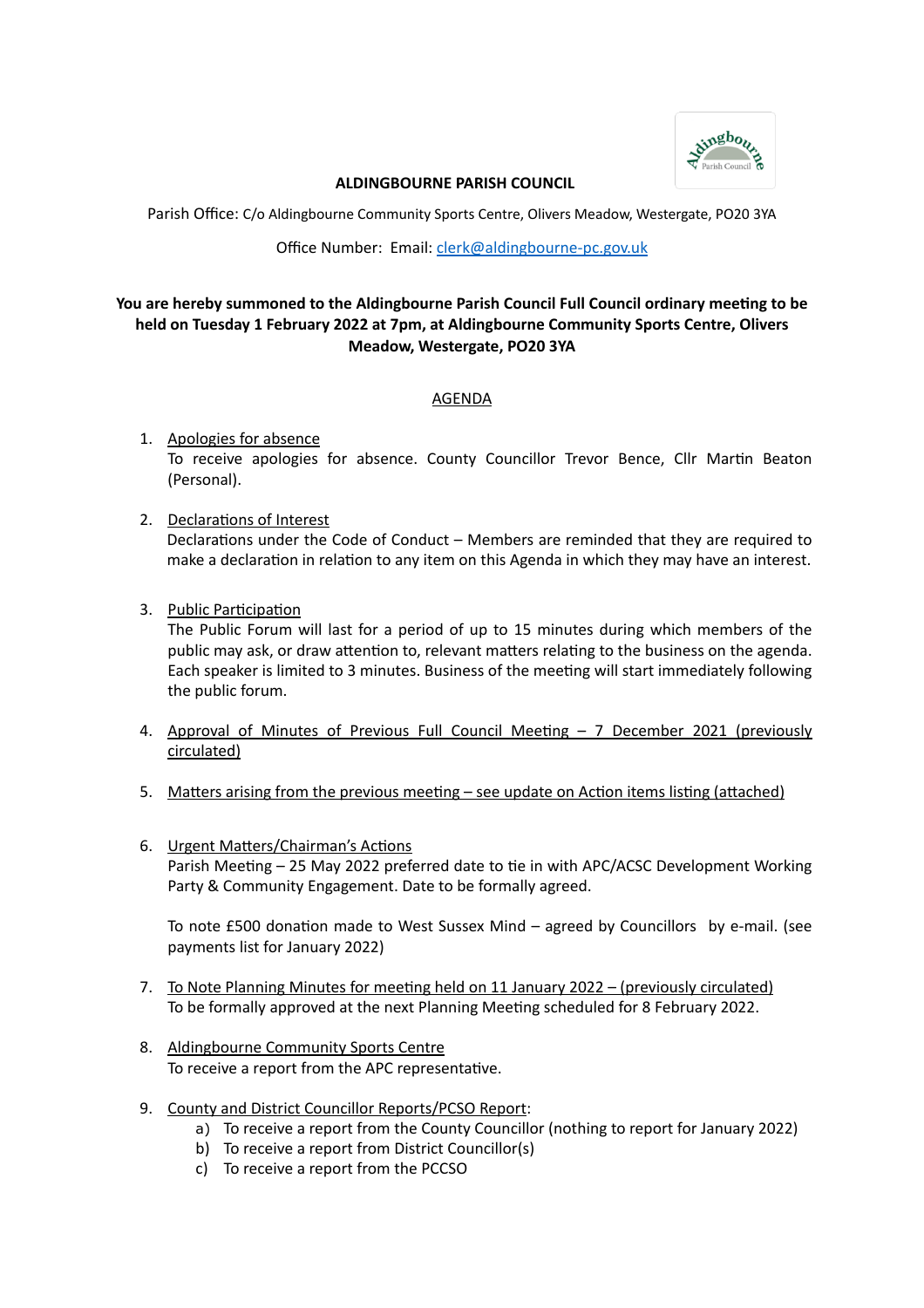**ALDINGBOURNE PARISH COUNCIL**

Parish Office: C/o Aldingbourne Community Sports Centre, Olivers Meadow, Westergate, PO20 3YA

Office Number: Email: clerk@aldingbourne-pc.gov.uk

**You are hereby summoned to the Aldingbourne Parish Council Full Council ordinary meeting to be held on Tuesday 1 February 2022 at 7pm, at Aldingbourne Community Sports Centre, Olivers Meadow, Westergate, PO20 3YA**

## AGENDA

1. Apologies for absence
   To receive apologies for absence. County Councillor Trevor Bence, Cllr Martin Beaton (Personal).

2. Declarations of Interest
   Declarations under the Code of Conduct – Members are reminded that they are required to make a declaration in relation to any item on this Agenda in which they may have an interest.

3. Public Participation
   The Public Forum will last for a period of up to 15 minutes during which members of the public may ask, or draw attention to, relevant matters relating to the business on the agenda. Each speaker is limited to 3 minutes. Business of the meeting will start immediately following the public forum.

4. Approval of Minutes of Previous Full Council Meeting – 7 December 2021 (previously circulated)

5. Matters arising from the previous meeting – see update on Action items listing (attached)

6. Urgent Matters/Chairman's Actions
   Parish Meeting – 25 May 2022 preferred date to tie in with APC/ACSC Development Working Party & Community Engagement. Date to be formally agreed.

   To note £500 donation made to West Sussex Mind – agreed by Councillors by e-mail. (see payments list for January 2022)

7. To Note Planning Minutes for meeting held on 11 January 2022 – (previously circulated)
   To be formally approved at the next Planning Meeting scheduled for 8 February 2022.

8. Aldingbourne Community Sports Centre
   To receive a report from the APC representative.

9. County and District Councillor Reports/PCSO Report:
   a) To receive a report from the County Councillor (nothing to report for January 2022)
   b) To receive a report from District Councillor(s)
   c) To receive a report from the PCCSO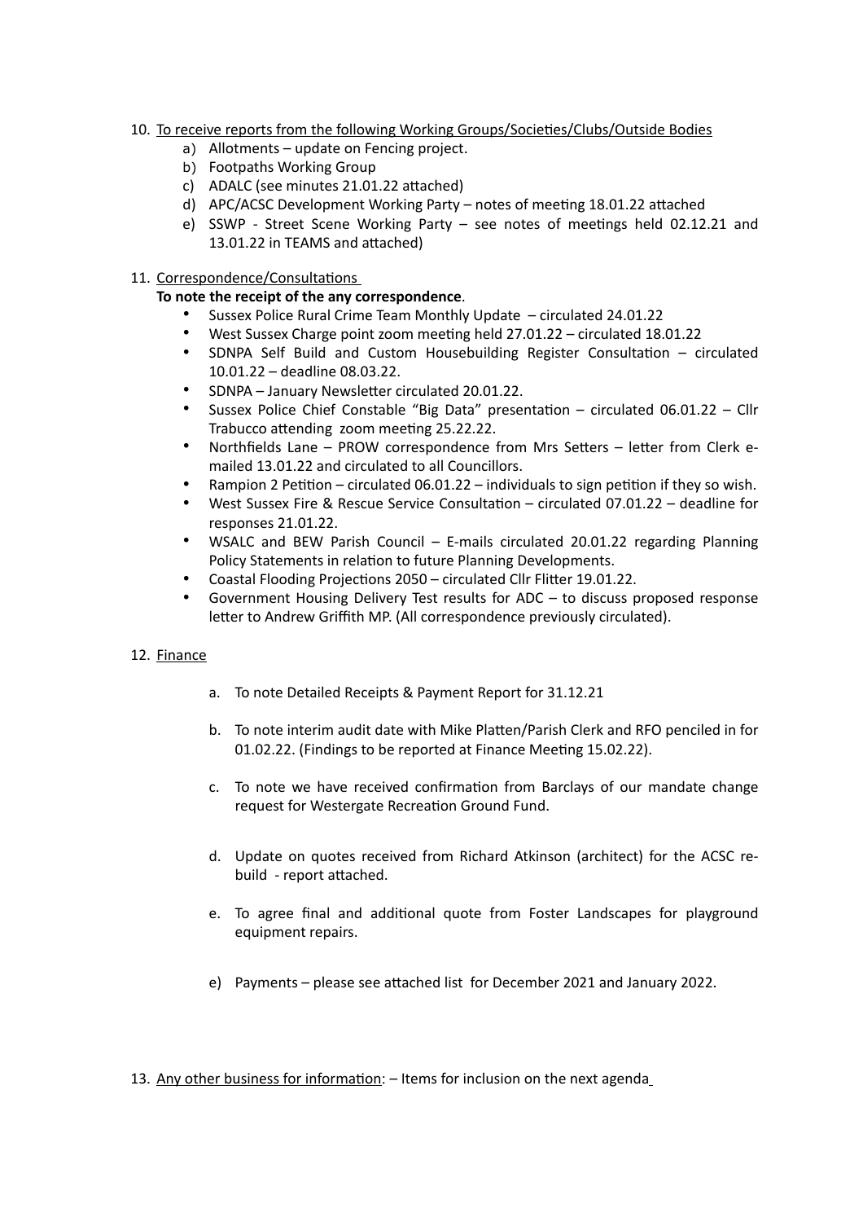10. <u>To receive reports from the following Working Groups/Societies/Clubs/Outside Bodies</u>
    a) Allotments – update on Fencing project.
    b) Footpaths Working Group
    c) ADALC (see minutes 21.01.22 attached)
    d) APC/ACSC Development Working Party – notes of meeting 18.01.22 attached
    e) SSWP - Street Scene Working Party – see notes of meetings held 02.12.21 and 13.01.22 in TEAMS and attached)

11. <u>Correspondence/Consultations</u>

    **To note the receipt of the any correspondence**.

    - Sussex Police Rural Crime Team Monthly Update – circulated 24.01.22
    - West Sussex Charge point zoom meeting held 27.01.22 – circulated 18.01.22
    - SDNPA Self Build and Custom Housebuilding Register Consultation – circulated 10.01.22 – deadline 08.03.22.
    - SDNPA – January Newsletter circulated 20.01.22.
    - Sussex Police Chief Constable "Big Data" presentation – circulated 06.01.22 – Cllr Trabucco attending zoom meeting 25.22.22.
    - Northfields Lane – PROW correspondence from Mrs Setters – letter from Clerk e-mailed 13.01.22 and circulated to all Councillors.
    - Rampion 2 Petition – circulated 06.01.22 – individuals to sign petition if they so wish.
    - West Sussex Fire & Rescue Service Consultation – circulated 07.01.22 – deadline for responses 21.01.22.
    - WSALC and BEW Parish Council – E-mails circulated 20.01.22 regarding Planning Policy Statements in relation to future Planning Developments.
    - Coastal Flooding Projections 2050 – circulated Cllr Flitter 19.01.22.
    - Government Housing Delivery Test results for ADC – to discuss proposed response letter to Andrew Griffith MP. (All correspondence previously circulated).

12. <u>Finance</u>

    a. To note Detailed Receipts & Payment Report for 31.12.21

    b. To note interim audit date with Mike Platten/Parish Clerk and RFO penciled in for 01.02.22. (Findings to be reported at Finance Meeting 15.02.22).

    c. To note we have received confirmation from Barclays of our mandate change request for Westergate Recreation Ground Fund.

    d. Update on quotes received from Richard Atkinson (architect) for the ACSC re-build - report attached.

    e. To agree final and additional quote from Foster Landscapes for playground equipment repairs.

    e) Payments – please see attached list for December 2021 and January 2022.

13. <u>Any other business for information</u>: – Items for inclusion on the next agenda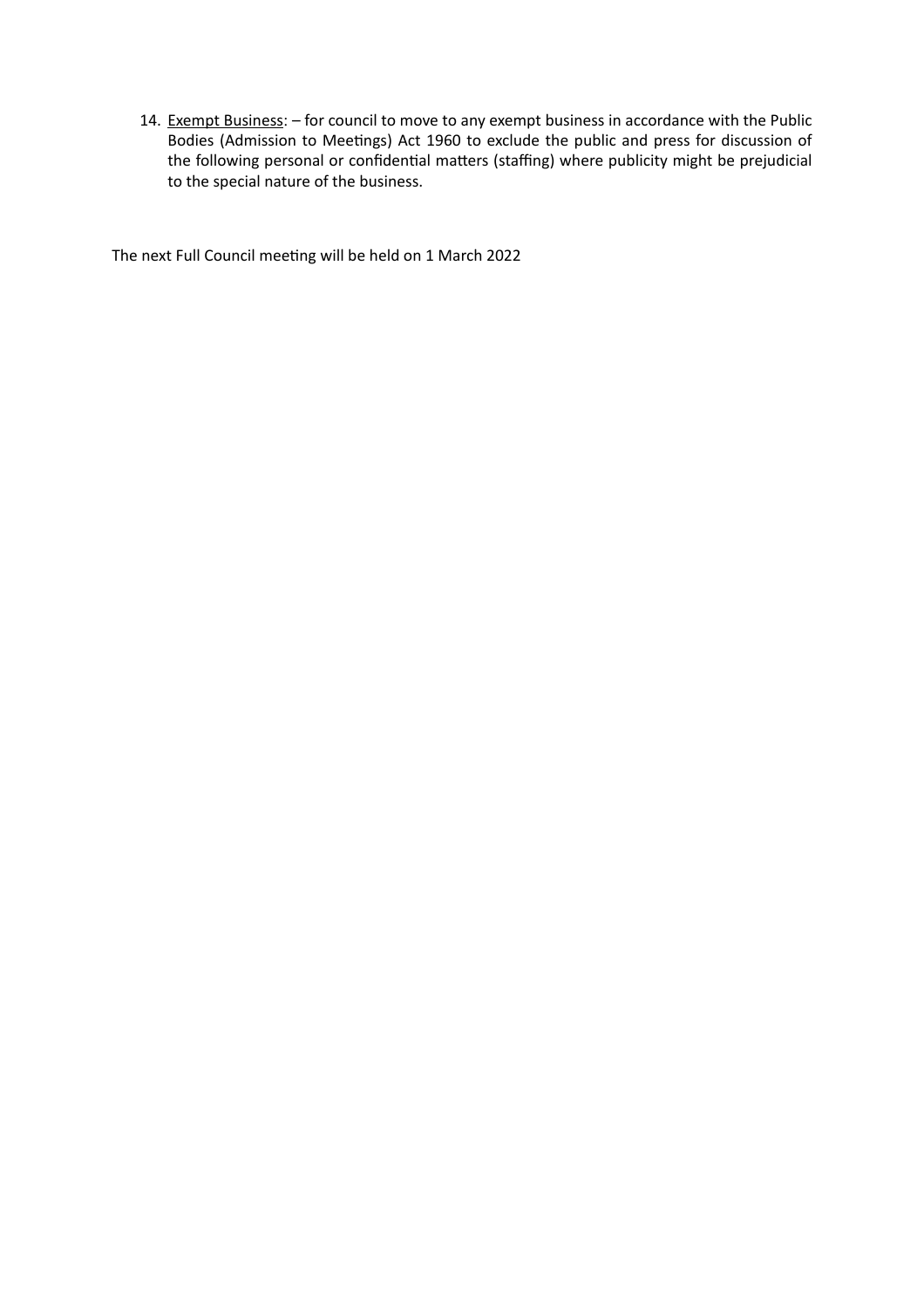14. Exempt Business: – for council to move to any exempt business in accordance with the Public Bodies (Admission to Meetings) Act 1960 to exclude the public and press for discussion of the following personal or confidential matters (staffing) where publicity might be prejudicial to the special nature of the business.

The next Full Council meeting will be held on 1 March 2022